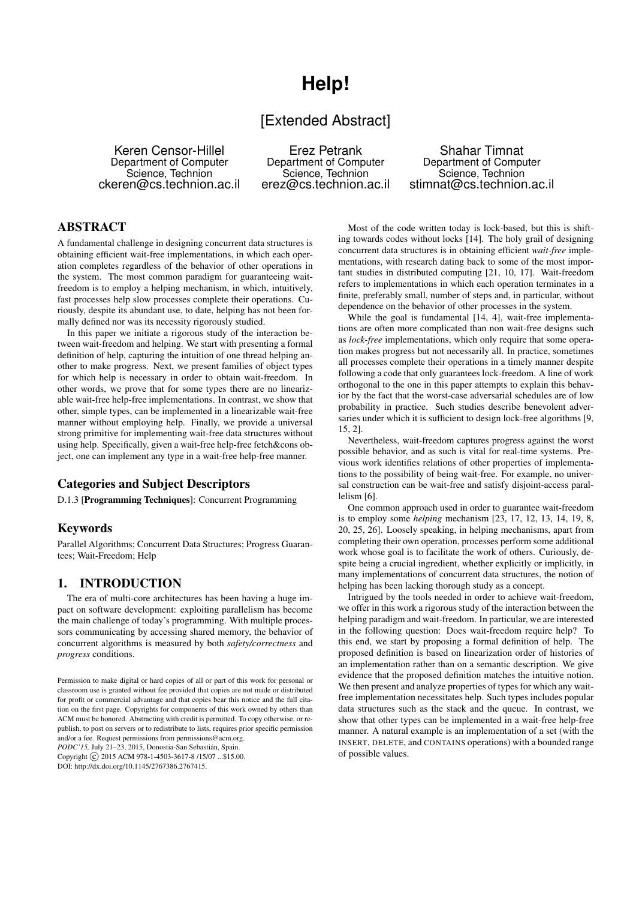# Help!

## [Extended Abstract]

Keren Censor-Hillel
Department of Computer Science, Technion
ckeren@cs.technion.ac.il

Erez Petrank
Department of Computer Science, Technion
erez@cs.technion.ac.il

Shahar Timnat
Department of Computer Science, Technion
stimnat@cs.technion.ac.il

## ABSTRACT

A fundamental challenge in designing concurrent data structures is obtaining efficient wait-free implementations, in which each operation completes regardless of the behavior of other operations in the system. The most common paradigm for guaranteeing wait-freedom is to employ a helping mechanism, in which, intuitively, fast processes help slow processes complete their operations. Curiously, despite its abundant use, to date, helping has not been formally defined nor was its necessity rigorously studied.

In this paper we initiate a rigorous study of the interaction between wait-freedom and helping. We start with presenting a formal definition of help, capturing the intuition of one thread helping another to make progress. Next, we present families of object types for which help is necessary in order to obtain wait-freedom. In other words, we prove that for some types there are no linearizable wait-free help-free implementations. In contrast, we show that other, simple types, can be implemented in a linearizable wait-free manner without employing help. Finally, we provide a universal strong primitive for implementing wait-free data structures without using help. Specifically, given a wait-free help-free fetch&cons object, one can implement any type in a wait-free help-free manner.

### Categories and Subject Descriptors

D.1.3 [**Programming Techniques**]: Concurrent Programming

### Keywords

Parallel Algorithms; Concurrent Data Structures; Progress Guarantees; Wait-Freedom; Help

## 1. INTRODUCTION

The era of multi-core architectures has been having a huge impact on software development: exploiting parallelism has become the main challenge of today's programming. With multiple processors communicating by accessing shared memory, the behavior of concurrent algorithms is measured by both *safety/correctness* and *progress* conditions.

Permission to make digital or hard copies of all or part of this work for personal or classroom use is granted without fee provided that copies are not made or distributed for profit or commercial advantage and that copies bear this notice and the full citation on the first page. Copyrights for components of this work owned by others than ACM must be honored. Abstracting with credit is permitted. To copy otherwise, or republish, to post on servers or to redistribute to lists, requires prior specific permission and/or a fee. Request permissions from permissions@acm.org.
*PODC'15,* July 21–23, 2015, Donostia-San Sebastián, Spain.
Copyright © 2015 ACM 978-1-4503-3617-8 /15/07 ...$15.00.
DOI: http://dx.doi.org/10.1145/2767386.2767415.

Most of the code written today is lock-based, but this is shifting towards codes without locks [14]. The holy grail of designing concurrent data structures is in obtaining efficient *wait-free* implementations, with research dating back to some of the most important studies in distributed computing [21, 10, 17]. Wait-freedom refers to implementations in which each operation terminates in a finite, preferably small, number of steps and, in particular, without dependence on the behavior of other processes in the system.

While the goal is fundamental [14, 4], wait-free implementations are often more complicated than non wait-free designs such as *lock-free* implementations, which only require that some operation makes progress but not necessarily all. In practice, sometimes all processes complete their operations in a timely manner despite following a code that only guarantees lock-freedom. A line of work orthogonal to the one in this paper attempts to explain this behavior by the fact that the worst-case adversarial schedules are of low probability in practice. Such studies describe benevolent adversaries under which it is sufficient to design lock-free algorithms [9, 15, 2].

Nevertheless, wait-freedom captures progress against the worst possible behavior, and as such is vital for real-time systems. Previous work identifies relations of other properties of implementations to the possibility of being wait-free. For example, no universal construction can be wait-free and satisfy disjoint-access parallelism [6].

One common approach used in order to guarantee wait-freedom is to employ some *helping* mechanism [23, 17, 12, 13, 14, 19, 8, 20, 25, 26]. Loosely speaking, in helping mechanisms, apart from completing their own operation, processes perform some additional work whose goal is to facilitate the work of others. Curiously, despite being a crucial ingredient, whether explicitly or implicitly, in many implementations of concurrent data structures, the notion of helping has been lacking thorough study as a concept.

Intrigued by the tools needed in order to achieve wait-freedom, we offer in this work a rigorous study of the interaction between the helping paradigm and wait-freedom. In particular, we are interested in the following question: Does wait-freedom require help? To this end, we start by proposing a formal definition of help. The proposed definition is based on linearization order of histories of an implementation rather than on a semantic description. We give evidence that the proposed definition matches the intuitive notion. We then present and analyze properties of types for which any wait-free implementation necessitates help. Such types includes popular data structures such as the stack and the queue. In contrast, we show that other types can be implemented in a wait-free help-free manner. A natural example is an implementation of a set (with the INSERT, DELETE, and CONTAINS operations) with a bounded range of possible values.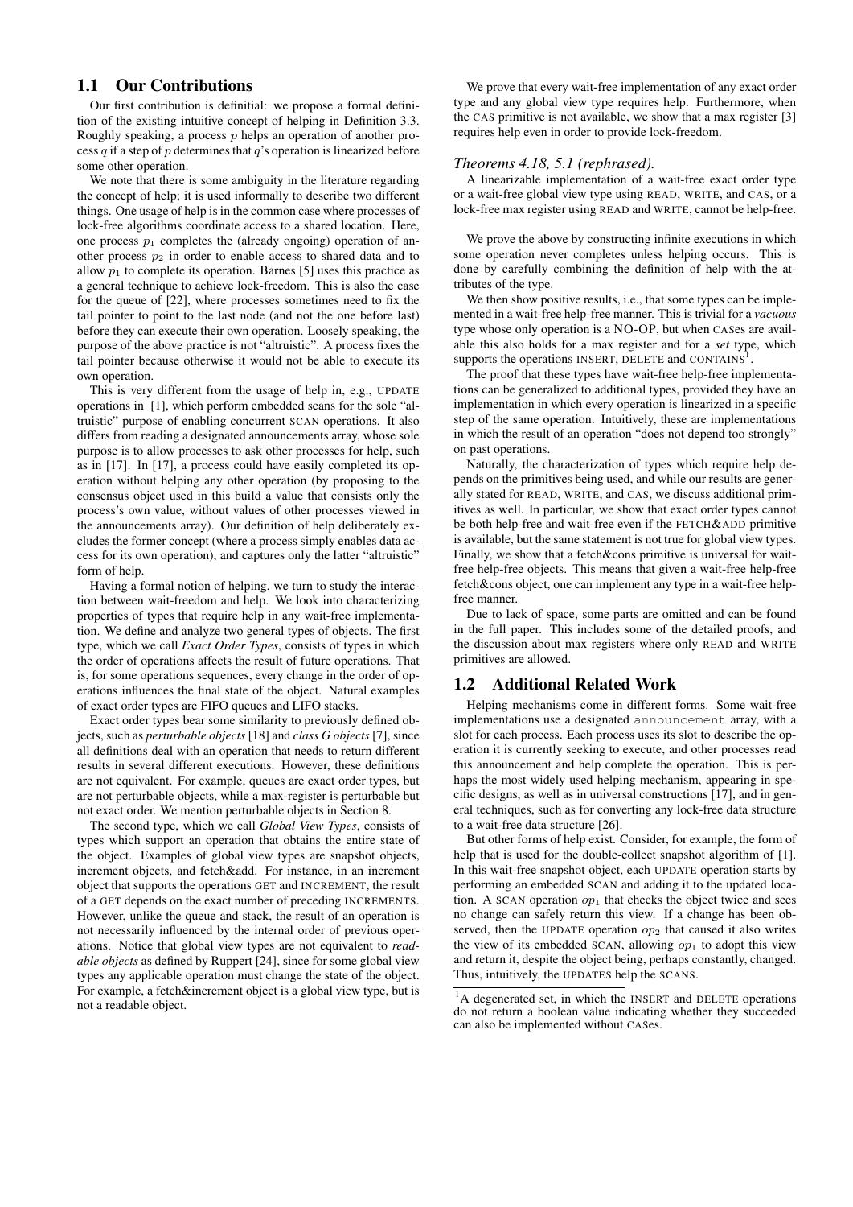## 1.1 Our Contributions

Our first contribution is definitial: we propose a formal definition of the existing intuitive concept of helping in Definition 3.3. Roughly speaking, a process $p$ helps an operation of another process $q$ if a step of $p$ determines that $q$'s operation is linearized before some other operation.

We note that there is some ambiguity in the literature regarding the concept of help; it is used informally to describe two different things. One usage of help is in the common case where processes of lock-free algorithms coordinate access to a shared location. Here, one process $p_1$ completes the (already ongoing) operation of another process $p_2$ in order to enable access to shared data and to allow $p_1$ to complete its operation. Barnes [5] uses this practice as a general technique to achieve lock-freedom. This is also the case for the queue of [22], where processes sometimes need to fix the tail pointer to point to the last node (and not the one before last) before they can execute their own operation. Loosely speaking, the purpose of the above practice is not "altruistic". A process fixes the tail pointer because otherwise it would not be able to execute its own operation.

This is very different from the usage of help in, e.g., UPDATE operations in [1], which perform embedded scans for the sole "altruistic" purpose of enabling concurrent SCAN operations. It also differs from reading a designated announcements array, whose sole purpose is to allow processes to ask other processes for help, such as in [17]. In [17], a process could have easily completed its operation without helping any other operation (by proposing to the consensus object used in this build a value that consists only the process's own value, without values of other processes viewed in the announcements array). Our definition of help deliberately excludes the former concept (where a process simply enables data access for its own operation), and captures only the latter "altruistic" form of help.

Having a formal notion of helping, we turn to study the interaction between wait-freedom and help. We look into characterizing properties of types that require help in any wait-free implementation. We define and analyze two general types of objects. The first type, which we call *Exact Order Types*, consists of types in which the order of operations affects the result of future operations. That is, for some operations sequences, every change in the order of operations influences the final state of the object. Natural examples of exact order types are FIFO queues and LIFO stacks.

Exact order types bear some similarity to previously defined objects, such as *perturbable objects* [18] and *class G objects* [7], since all definitions deal with an operation that needs to return different results in several different executions. However, these definitions are not equivalent. For example, queues are exact order types, but are not perturbable objects, while a max-register is perturbable but not exact order. We mention perturbable objects in Section 8.

The second type, which we call *Global View Types*, consists of types which support an operation that obtains the entire state of the object. Examples of global view types are snapshot objects, increment objects, and fetch&add. For instance, in an increment object that supports the operations GET and INCREMENT, the result of a GET depends on the exact number of preceding INCREMENTS. However, unlike the queue and stack, the result of an operation is not necessarily influenced by the internal order of previous operations. Notice that global view types are not equivalent to *readable objects* as defined by Ruppert [24], since for some global view types any applicable operation must change the state of the object. For example, a fetch&increment object is a global view type, but is not a readable object.

We prove that every wait-free implementation of any exact order type and any global view type requires help. Furthermore, when the CAS primitive is not available, we show that a max register [3] requires help even in order to provide lock-freedom.

*Theorems 4.18, 5.1 (rephrased).*

A linearizable implementation of a wait-free exact order type or a wait-free global view type using READ, WRITE, and CAS, or a lock-free max register using READ and WRITE, cannot be help-free.

We prove the above by constructing infinite executions in which some operation never completes unless helping occurs. This is done by carefully combining the definition of help with the attributes of the type.

We then show positive results, i.e., that some types can be implemented in a wait-free help-free manner. This is trivial for a *vacuous* type whose only operation is a NO-OP, but when CASes are available this also holds for a max register and for a *set* type, which supports the operations INSERT, DELETE and CONTAINS[1].

The proof that these types have wait-free help-free implementations can be generalized to additional types, provided they have an implementation in which every operation is linearized in a specific step of the same operation. Intuitively, these are implementations in which the result of an operation "does not depend too strongly" on past operations.

Naturally, the characterization of types which require help depends on the primitives being used, and while our results are generally stated for READ, WRITE, and CAS, we discuss additional primitives as well. In particular, we show that exact order types cannot be both help-free and wait-free even if the FETCH&ADD primitive is available, but the same statement is not true for global view types. Finally, we show that a fetch&cons primitive is universal for wait-free help-free objects. This means that given a wait-free help-free fetch&cons object, one can implement any type in a wait-free help-free manner.

Due to lack of space, some parts are omitted and can be found in the full paper. This includes some of the detailed proofs, and the discussion about max registers where only READ and WRITE primitives are allowed.

## 1.2 Additional Related Work

Helping mechanisms come in different forms. Some wait-free implementations use a designated `announcement` array, with a slot for each process. Each process uses its slot to describe the operation it is currently seeking to execute, and other processes read this announcement and help complete the operation. This is perhaps the most widely used helping mechanism, appearing in specific designs, as well as in universal constructions [17], and in general techniques, such as for converting any lock-free data structure to a wait-free data structure [26].

But other forms of help exist. Consider, for example, the form of help that is used for the double-collect snapshot algorithm of [1]. In this wait-free snapshot object, each UPDATE operation starts by performing an embedded SCAN and adding it to the updated location. A SCAN operation $op_1$ that checks the object twice and sees no change can safely return this view. If a change has been observed, then the UPDATE operation $op_2$ that caused it also writes the view of its embedded SCAN, allowing $op_1$ to adopt this view and return it, despite the object being, perhaps constantly, changed. Thus, intuitively, the UPDATES help the SCANS.

[1] A degenerated set, in which the INSERT and DELETE operations do not return a boolean value indicating whether they succeeded can also be implemented without CASes.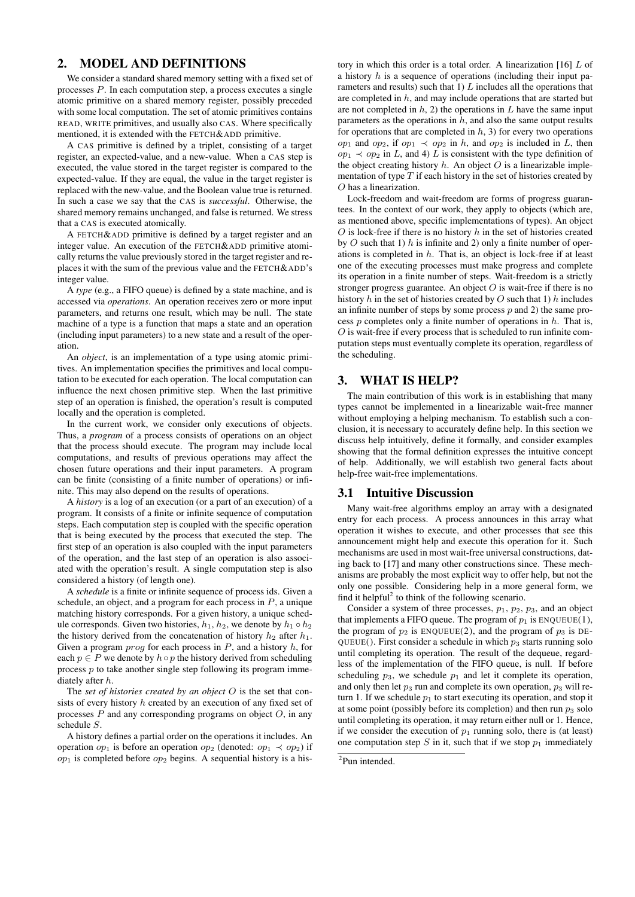## 2. MODEL AND DEFINITIONS

We consider a standard shared memory setting with a fixed set of processes $P$. In each computation step, a process executes a single atomic primitive on a shared memory register, possibly preceded with some local computation. The set of atomic primitives contains READ, WRITE primitives, and usually also CAS. Where specifically mentioned, it is extended with the FETCH&ADD primitive.

A CAS primitive is defined by a triplet, consisting of a target register, an expected-value, and a new-value. When a CAS step is executed, the value stored in the target register is compared to the expected-value. If they are equal, the value in the target register is replaced with the new-value, and the Boolean value true is returned. In such a case we say that the CAS is *successful*. Otherwise, the shared memory remains unchanged, and false is returned. We stress that a CAS is executed atomically.

A FETCH&ADD primitive is defined by a target register and an integer value. An execution of the FETCH&ADD primitive atomically returns the value previously stored in the target register and replaces it with the sum of the previous value and the FETCH&ADD's integer value.

A *type* (e.g., a FIFO queue) is defined by a state machine, and is accessed via *operations*. An operation receives zero or more input parameters, and returns one result, which may be null. The state machine of a type is a function that maps a state and an operation (including input parameters) to a new state and a result of the operation.

An *object*, is an implementation of a type using atomic primitives. An implementation specifies the primitives and local computation to be executed for each operation. The local computation can influence the next chosen primitive step. When the last primitive step of an operation is finished, the operation's result is computed locally and the operation is completed.

In the current work, we consider only executions of objects. Thus, a *program* of a process consists of operations on an object that the process should execute. The program may include local computations, and results of previous operations may affect the chosen future operations and their input parameters. A program can be finite (consisting of a finite number of operations) or infinite. This may also depend on the results of operations.

A *history* is a log of an execution (or a part of an execution) of a program. It consists of a finite or infinite sequence of computation steps. Each computation step is coupled with the specific operation that is being executed by the process that executed the step. The first step of an operation is also coupled with the input parameters of the operation, and the last step of an operation is also associated with the operation's result. A single computation step is also considered a history (of length one).

A *schedule* is a finite or infinite sequence of process ids. Given a schedule, an object, and a program for each process in $P$, a unique matching history corresponds. For a given history, a unique schedule corresponds. Given two histories, $h_1$, $h_2$, we denote by $h_1 \circ h_2$ the history derived from the concatenation of history $h_2$ after $h_1$. Given a program $prog$ for each process in $P$, and a history $h$, for each $p \in P$ we denote by $h \circ p$ the history derived from scheduling process $p$ to take another single step following its program immediately after $h$.

The *set of histories created by an object* $O$ is the set that consists of every history $h$ created by an execution of any fixed set of processes $P$ and any corresponding programs on object $O$, in any schedule $S$.

A history defines a partial order on the operations it includes. An operation $op_1$ is before an operation $op_2$ (denoted: $op_1 \prec op_2$) if $op_1$ is completed before $op_2$ begins. A sequential history is a history in which this order is a total order. A linearization [16] $L$ of a history $h$ is a sequence of operations (including their input parameters and results) such that 1) $L$ includes all the operations that are completed in $h$, and may include operations that are started but are not completed in $h$, 2) the operations in $L$ have the same input parameters as the operations in $h$, and also the same output results for operations that are completed in $h$, 3) for every two operations $op_1$ and $op_2$, if $op_1 \prec op_2$ in $h$, and $op_2$ is included in $L$, then $op_1 \prec op_2$ in $L$, and 4) $L$ is consistent with the type definition of the object creating history $h$. An object $O$ is a linearizable implementation of type $T$ if each history in the set of histories created by $O$ has a linearization.

Lock-freedom and wait-freedom are forms of progress guarantees. In the context of our work, they apply to objects (which are, as mentioned above, specific implementations of types). An object $O$ is lock-free if there is no history $h$ in the set of histories created by $O$ such that 1) $h$ is infinite and 2) only a finite number of operations is completed in $h$. That is, an object is lock-free if at least one of the executing processes must make progress and complete its operation in a finite number of steps. Wait-freedom is a strictly stronger progress guarantee. An object $O$ is wait-free if there is no history $h$ in the set of histories created by $O$ such that 1) $h$ includes an infinite number of steps by some process $p$ and 2) the same process $p$ completes only a finite number of operations in $h$. That is, $O$ is wait-free if every process that is scheduled to run infinite computation steps must eventually complete its operation, regardless of the scheduling.

## 3. WHAT IS HELP?

The main contribution of this work is in establishing that many types cannot be implemented in a linearizable wait-free manner without employing a helping mechanism. To establish such a conclusion, it is necessary to accurately define help. In this section we discuss help intuitively, define it formally, and consider examples showing that the formal definition expresses the intuitive concept of help. Additionally, we will establish two general facts about help-free wait-free implementations.

### 3.1 Intuitive Discussion

Many wait-free algorithms employ an array with a designated entry for each process. A process announces in this array what operation it wishes to execute, and other processes that see this announcement might help and execute this operation for it. Such mechanisms are used in most wait-free universal constructions, dating back to [17] and many other constructions since. These mechanisms are probably the most explicit way to offer help, but not the only one possible. Considering help in a more general form, we find it helpful[2] to think of the following scenario.

Consider a system of three processes, $p_1$, $p_2$, $p_3$, and an object that implements a FIFO queue. The program of $p_1$ is ENQUEUE(1), the program of $p_2$ is ENQUEUE(2), and the program of $p_3$ is DEQUEUE(). First consider a schedule in which $p_3$ starts running solo until completing its operation. The result of the dequeue, regardless of the implementation of the FIFO queue, is null. If before scheduling $p_3$, we schedule $p_1$ and let it complete its operation, and only then let $p_3$ run and complete its own operation, $p_3$ will return 1. If we schedule $p_1$ to start executing its operation, and stop it at some point (possibly before its completion) and then run $p_3$ solo until completing its operation, it may return either null or 1. Hence, if we consider the execution of $p_1$ running solo, there is (at least) one computation step $S$ in it, such that if we stop $p_1$ immediately

[2]Pun intended.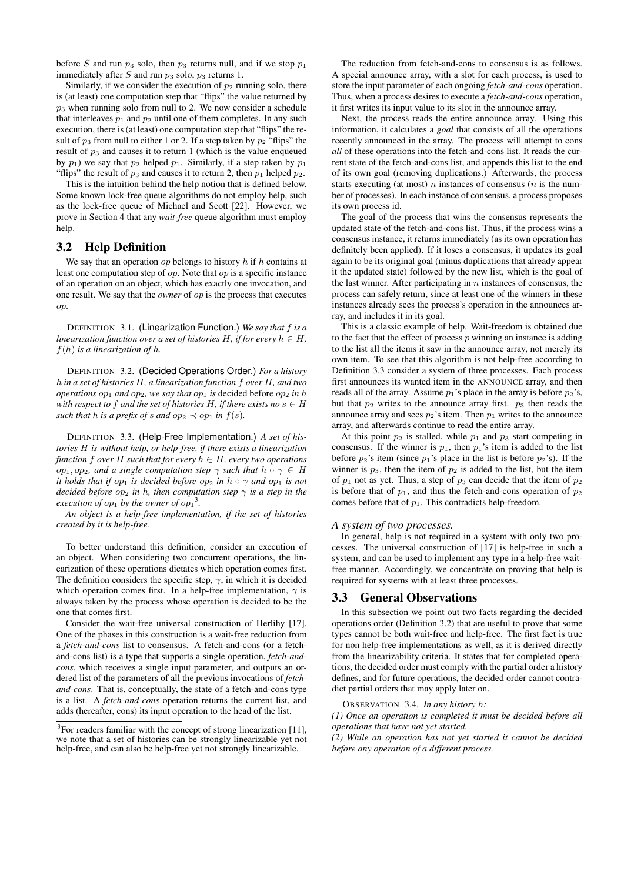before $S$ and run $p_3$ solo, then $p_3$ returns null, and if we stop $p_1$ immediately after $S$ and run $p_3$ solo, $p_3$ returns 1.

Similarly, if we consider the execution of $p_2$ running solo, there is (at least) one computation step that "flips" the value returned by $p_3$ when running solo from null to 2. We now consider a schedule that interleaves $p_1$ and $p_2$ until one of them completes. In any such execution, there is (at least) one computation step that "flips" the result of $p_3$ from null to either 1 or 2. If a step taken by $p_2$ "flips" the result of $p_3$ and causes it to return 1 (which is the value enqueued by $p_1$) we say that $p_2$ helped $p_1$. Similarly, if a step taken by $p_1$ "flips" the result of $p_3$ and causes it to return 2, then $p_1$ helped $p_2$.

This is the intuition behind the help notion that is defined below. Some known lock-free queue algorithms do not employ help, such as the lock-free queue of Michael and Scott [22]. However, we prove in Section 4 that any *wait-free* queue algorithm must employ help.

## 3.2 Help Definition

We say that an operation $op$ belongs to history $h$ if $h$ contains at least one computation step of $op$. Note that $op$ is a specific instance of an operation on an object, which has exactly one invocation, and one result. We say that the *owner* of $op$ is the process that executes $op$.

DEFINITION 3.1. (Linearization Function.) *We say that $f$ is a linearization function over a set of histories $H$, if for every $h \in H$, $f(h)$ is a linearization of $h$.*

DEFINITION 3.2. (Decided Operations Order.) *For a history $h$ in a set of histories $H$, a linearization function $f$ over $H$, and two operations $op_1$ and $op_2$, we say that $op_1$ is* decided before *$op_2$ in $h$ with respect to $f$ and the set of histories $H$, if there exists no $s \in H$ such that $h$ is a prefix of $s$ and $op_2 \prec op_1$ in $f(s)$.*

DEFINITION 3.3. (Help-Free Implementation.) *A set of histories $H$ is without help, or help-free, if there exists a linearization function $f$ over $H$ such that for every $h \in H$, every two operations $op_1, op_2$, and a single computation step $\gamma$ such that $h \circ \gamma \in H$ it holds that if $op_1$ is decided before $op_2$ in $h \circ \gamma$ and $op_1$ is not decided before $op_2$ in $h$, then computation step $\gamma$ is a step in the execution of $op_1$ by the owner of $op_1$*[3].

*An object is a help-free implementation, if the set of histories created by it is help-free.*

To better understand this definition, consider an execution of an object. When considering two concurrent operations, the linearization of these operations dictates which operation comes first. The definition considers the specific step, $\gamma$, in which it is decided which operation comes first. In a help-free implementation, $\gamma$ is always taken by the process whose operation is decided to be the one that comes first.

Consider the wait-free universal construction of Herlihy [17]. One of the phases in this construction is a wait-free reduction from a *fetch-and-cons* list to consensus. A fetch-and-cons (or a fetch-and-cons list) is a type that supports a single operation, *fetch-and-cons*, which receives a single input parameter, and outputs an ordered list of the parameters of all the previous invocations of *fetch-and-cons*. That is, conceptually, the state of a fetch-and-cons type is a list. A *fetch-and-cons* operation returns the current list, and adds (hereafter, cons) its input operation to the head of the list.

[3] For readers familiar with the concept of strong linearization [11], we note that a set of histories can be strongly linearizable yet not help-free, and can also be help-free yet not strongly linearizable.

The reduction from fetch-and-cons to consensus is as follows. A special announce array, with a slot for each process, is used to store the input parameter of each ongoing *fetch-and-cons* operation. Thus, when a process desires to execute a *fetch-and-cons* operation, it first writes its input value to its slot in the announce array.

Next, the process reads the entire announce array. Using this information, it calculates a *goal* that consists of all the operations recently announced in the array. The process will attempt to cons *all* of these operations into the fetch-and-cons list. It reads the current state of the fetch-and-cons list, and appends this list to the end of its own goal (removing duplications.) Afterwards, the process starts executing (at most) $n$ instances of consensus ($n$ is the number of processes). In each instance of consensus, a process proposes its own process id.

The goal of the process that wins the consensus represents the updated state of the fetch-and-cons list. Thus, if the process wins a consensus instance, it returns immediately (as its own operation has definitely been applied). If it loses a consensus, it updates its goal again to be its original goal (minus duplications that already appear it the updated state) followed by the new list, which is the goal of the last winner. After participating in $n$ instances of consensus, the process can safely return, since at least one of the winners in these instances already sees the process's operation in the announces array, and includes it in its goal.

This is a classic example of help. Wait-freedom is obtained due to the fact that the effect of process $p$ winning an instance is adding to the list all the items it saw in the announce array, not merely its own item. To see that this algorithm is not help-free according to Definition 3.3 consider a system of three processes. Each process first announces its wanted item in the ANNOUNCE array, and then reads all of the array. Assume $p_1$'s place in the array is before $p_2$'s, but that $p_2$ writes to the announce array first. $p_3$ then reads the announce array and sees $p_2$'s item. Then $p_1$ writes to the announce array, and afterwards continue to read the entire array.

At this point $p_2$ is stalled, while $p_1$ and $p_3$ start competing in consensus. If the winner is $p_1$, then $p_1$'s item is added to the list before $p_2$'s item (since $p_1$'s place in the list is before $p_2$'s). If the winner is $p_3$, then the item of $p_2$ is added to the list, but the item of $p_1$ not as yet. Thus, a step of $p_3$ can decide that the item of $p_2$ is before that of $p_1$, and thus the fetch-and-cons operation of $p_2$ comes before that of $p_1$. This contradicts help-freedom.

*A system of two processes.*

In general, help is not required in a system with only two processes. The universal construction of [17] is help-free in such a system, and can be used to implement any type in a help-free wait-free manner. Accordingly, we concentrate on proving that help is required for systems with at least three processes.

## 3.3 General Observations

In this subsection we point out two facts regarding the decided operations order (Definition 3.2) that are useful to prove that some types cannot be both wait-free and help-free. The first fact is true for non help-free implementations as well, as it is derived directly from the linearizability criteria. It states that for completed operations, the decided order must comply with the partial order a history defines, and for future operations, the decided order cannot contradict partial orders that may apply later on.

OBSERVATION 3.4. *In any history $h$:*
*(1) Once an operation is completed it must be decided before all operations that have not yet started.*
*(2) While an operation has not yet started it cannot be decided before any operation of a different process.*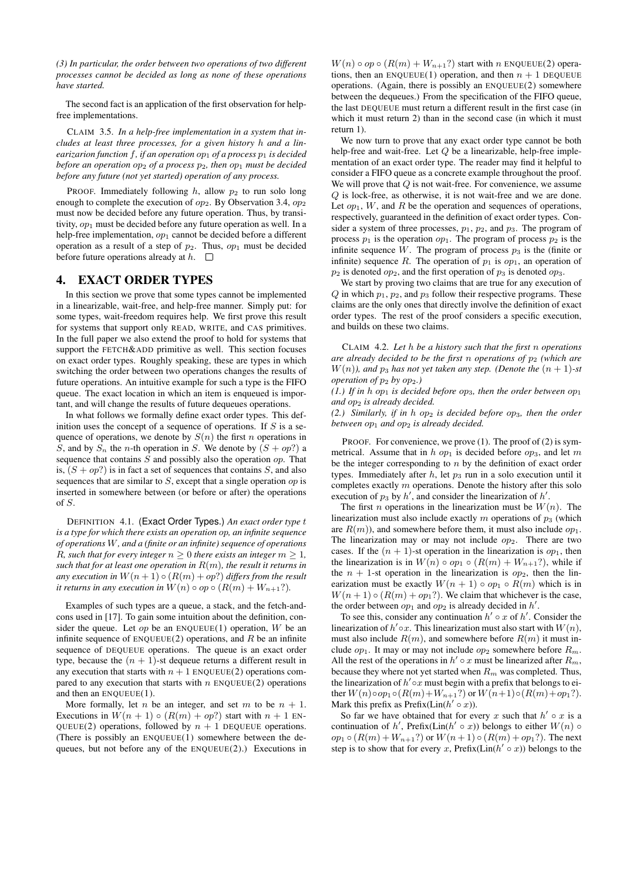*(3) In particular, the order between two operations of two different processes cannot be decided as long as none of these operations have started.*

The second fact is an application of the first observation for help-free implementations.

CLAIM 3.5. *In a help-free implementation in a system that includes at least three processes, for a given history $h$ and a linearizarion function $f$, if an operation $op_1$ of a process $p_1$ is decided before an operation $op_2$ of a process $p_2$, then $op_1$ must be decided before any future (not yet started) operation of any process.*

PROOF. Immediately following $h$, allow $p_2$ to run solo long enough to complete the execution of $op_2$. By Observation 3.4, $op_2$ must now be decided before any future operation. Thus, by transitivity, $op_1$ must be decided before any future operation as well. In a help-free implementation, $op_1$ cannot be decided before a different operation as a result of a step of $p_2$. Thus, $op_1$ must be decided before future operations already at $h$. □

# 4. EXACT ORDER TYPES

In this section we prove that some types cannot be implemented in a linearizable, wait-free, and help-free manner. Simply put: for some types, wait-freedom requires help. We first prove this result for systems that support only READ, WRITE, and CAS primitives. In the full paper we also extend the proof to hold for systems that support the FETCH&ADD primitive as well. This section focuses on exact order types. Roughly speaking, these are types in which switching the order between two operations changes the results of future operations. An intuitive example for such a type is the FIFO queue. The exact location in which an item is enqueued is important, and will change the results of future dequeues operations.

In what follows we formally define exact order types. This definition uses the concept of a sequence of operations. If $S$ is a sequence of operations, we denote by $S(n)$ the first $n$ operations in $S$, and by $S_n$ the $n$-th operation in $S$. We denote by $(S + op?)$ a sequence that contains $S$ and possibly also the operation $op$. That is, $(S + op?)$ is in fact a set of sequences that contains $S$, and also sequences that are similar to $S$, except that a single operation $op$ is inserted in somewhere between (or before or after) the operations of $S$.

DEFINITION 4.1. (Exact Order Types.) *An exact order type $t$ is a type for which there exists an operation op, an infinite sequence of operations $W$, and a (finite or an infinite) sequence of operations $R$, such that for every integer $n \geq 0$ there exists an integer $m \geq 1$, such that for at least one operation in $R(m)$, the result it returns in any execution in $W(n+1) \circ (R(m) + op?)$ differs from the result it returns in any execution in $W(n) \circ op \circ (R(m) + W_{n+1}?)$.*

Examples of such types are a queue, a stack, and the fetch-and-cons used in [17]. To gain some intuition about the definition, consider the queue. Let $op$ be an ENQUEUE(1) operation, $W$ be an infinite sequence of ENQUEUE(2) operations, and $R$ be an infinite sequence of DEQUEUE operations. The queue is an exact order type, because the $(n+1)$-st dequeue returns a different result in any execution that starts with $n+1$ ENQUEUE(2) operations compared to any execution that starts with $n$ ENQUEUE(2) operations and then an ENQUEUE(1).

More formally, let $n$ be an integer, and set $m$ to be $n+1$. Executions in $W(n+1) \circ (R(m) + op?)$ start with $n+1$ ENQUEUE(2) operations, followed by $n+1$ DEQUEUE operations. (There is possibly an ENQUEUE(1) somewhere between the dequeues, but not before any of the ENQUEUE(2).) Executions in $W(n) \circ op \circ (R(m) + W_{n+1}?)$ start with $n$ ENQUEUE(2) operations, then an ENQUEUE(1) operation, and then $n+1$ DEQUEUE operations. (Again, there is possibly an ENQUEUE(2) somewhere between the dequeues.) From the specification of the FIFO queue, the last DEQUEUE must return a different result in the first case (in which it must return 2) than in the second case (in which it must return 1).

We now turn to prove that any exact order type cannot be both help-free and wait-free. Let $Q$ be a linearizable, help-free implementation of an exact order type. The reader may find it helpful to consider a FIFO queue as a concrete example throughout the proof. We will prove that $Q$ is not wait-free. For convenience, we assume $Q$ is lock-free, as otherwise, it is not wait-free and we are done. Let $op_1$, $W$, and $R$ be the operation and sequences of operations, respectively, guaranteed in the definition of exact order types. Consider a system of three processes, $p_1$, $p_2$, and $p_3$. The program of process $p_1$ is the operation $op_1$. The program of process $p_2$ is the infinite sequence $W$. The program of process $p_3$ is the (finite or infinite) sequence $R$. The operation of $p_1$ is $op_1$, an operation of $p_2$ is denoted $op_2$, and the first operation of $p_3$ is denoted $op_3$.

We start by proving two claims that are true for any execution of $Q$ in which $p_1$, $p_2$, and $p_3$ follow their respective programs. These claims are the only ones that directly involve the definition of exact order types. The rest of the proof considers a specific execution, and builds on these two claims.

CLAIM 4.2. *Let $h$ be a history such that the first $n$ operations are already decided to be the first $n$ operations of $p_2$ (which are $W(n)$), and $p_3$ has not yet taken any step. (Denote the $(n+1)$-st operation of $p_2$ by $op_2$.)*

*(1.) If in $h$ $op_1$ is decided before $op_3$, then the order between $op_1$ and $op_2$ is already decided.*

*(2.) Similarly, if in $h$ $op_2$ is decided before $op_3$, then the order between $op_1$ and $op_2$ is already decided.*

PROOF. For convenience, we prove (1). The proof of (2) is symmetrical. Assume that in $h$ $op_1$ is decided before $op_3$, and let $m$ be the integer corresponding to $n$ by the definition of exact order types. Immediately after $h$, let $p_3$ run in a solo execution until it completes exactly $m$ operations. Denote the history after this solo execution of $p_3$ by $h'$, and consider the linearization of $h'$.

The first $n$ operations in the linearization must be $W(n)$. The linearization must also include exactly $m$ operations of $p_3$ (which are $R(m)$), and somewhere before them, it must also include $op_1$. The linearization may or may not include $op_2$. There are two cases. If the $(n+1)$-st operation in the linearization is $op_1$, then the linearization is in $W(n) \circ op_1 \circ (R(m) + W_{n+1}?)$, while if the $n+1$-st operation in the linearization is $op_2$, then the linearization must be exactly $W(n+1) \circ op_1 \circ R(m)$ which is in $W(n+1) \circ (R(m) + op_1?)$. We claim that whichever is the case, the order between $op_1$ and $op_2$ is already decided in $h'$.

To see this, consider any continuation $h' \circ x$ of $h'$. Consider the linearization of $h' \circ x$. This linearization must also start with $W(n)$, must also include $R(m)$, and somewhere before $R(m)$ it must include $op_1$. It may or may not include $op_2$ somewhere before $R_m$. All the rest of the operations in $h' \circ x$ must be linearized after $R_m$, because they where not yet started when $R_m$ was completed. Thus, the linearization of $h' \circ x$ must begin with a prefix that belongs to either $W(n) \circ op_1 \circ (R(m) + W_{n+1}?)$ or $W(n+1) \circ (R(m) + op_1?)$. Mark this prefix as Prefix(Lin($h' \circ x$)).

So far we have obtained that for every $x$ such that $h' \circ x$ is a continuation of $h'$, Prefix(Lin($h' \circ x$)) belongs to either $W(n) \circ op_1 \circ (R(m) + W_{n+1}?)$ or $W(n+1) \circ (R(m) + op_1?)$. The next step is to show that for every $x$, Prefix(Lin($h' \circ x$)) belongs to the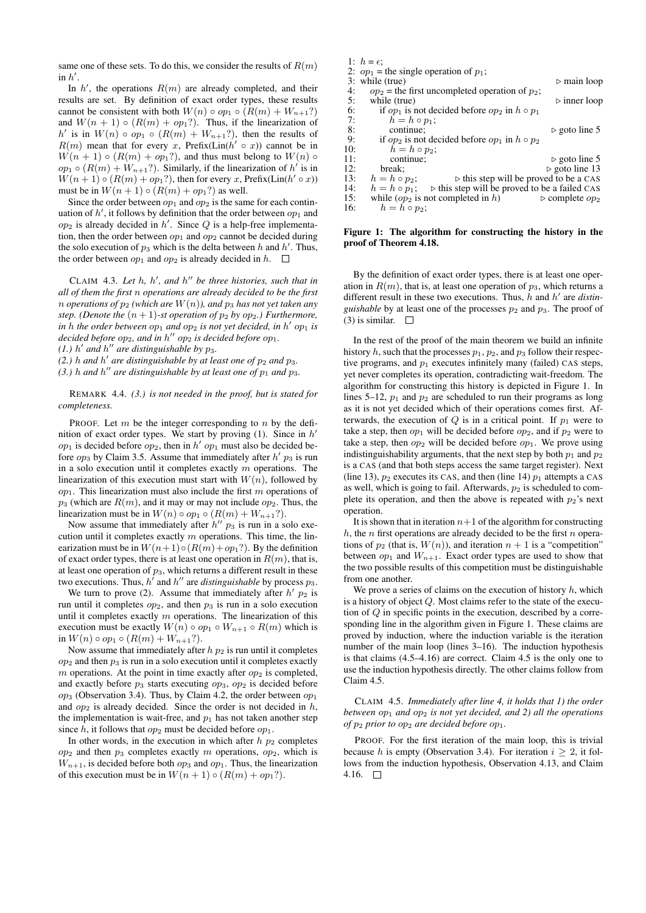same one of these sets. To do this, we consider the results of $R(m)$ in $h'$.

In $h'$, the operations $R(m)$ are already completed, and their results are set. By definition of exact order types, these results cannot be consistent with both $W(n) \circ op_1 \circ (R(m) + W_{n+1}?)$ and $W(n+1) \circ (R(m) + op_1?)$. Thus, if the linearization of $h'$ is in $W(n) \circ op_1 \circ (R(m) + W_{n+1}?)$, then the results of $R(m)$ mean that for every $x$, Prefix(Lin($h' \circ x$)) cannot be in $W(n+1) \circ (R(m) + op_1?)$, and thus must belong to $W(n) \circ op_1 \circ (R(m) + W_{n+1}?)$. Similarly, if the linearization of $h'$ is in $W(n+1) \circ (R(m) + op_1?)$, then for every $x$, Prefix(Lin($h' \circ x$)) must be in $W(n+1) \circ (R(m) + op_1?)$ as well.

Since the order between $op_1$ and $op_2$ is the same for each continuation of $h'$, it follows by definition that the order between $op_1$ and $op_2$ is already decided in $h'$. Since $Q$ is a help-free implementation, then the order between $op_1$ and $op_2$ cannot be decided during the solo execution of $p_3$ which is the delta between $h$ and $h'$. Thus, the order between $op_1$ and $op_2$ is already decided in $h$. □

CLAIM 4.3. *Let $h$, $h'$, and $h''$ be three histories, such that in all of them the first $n$ operations are already decided to be the first $n$ operations of $p_2$ (which are $W(n)$), and $p_3$ has not yet taken any step. (Denote the $(n+1)$-st operation of $p_2$ by $op_2$.) Furthermore, in $h$ the order between $op_1$ and $op_2$ is not yet decided, in $h'$ $op_1$ is decided before $op_2$, and in $h''$ $op_2$ is decided before $op_1$.*
*(1.) $h'$ and $h''$ are distinguishable by $p_3$.*
*(2.) $h$ and $h'$ are distinguishable by at least one of $p_2$ and $p_3$.*
*(3.) $h$ and $h''$ are distinguishable by at least one of $p_1$ and $p_3$.*

REMARK 4.4. *(3.) is not needed in the proof, but is stated for completeness.*

PROOF. Let $m$ be the integer corresponding to $n$ by the definition of exact order types. We start by proving (1). Since in $h'$ $op_1$ is decided before $op_2$, then in $h'$ $op_1$ must also be decided before $op_3$ by Claim 3.5. Assume that immediately after $h'$ $p_3$ is run in a solo execution until it completes exactly $m$ operations. The linearization of this execution must start with $W(n)$, followed by $op_1$. This linearization must also include the first $m$ operations of $p_3$ (which are $R(m)$, and it may or may not include $op_2$. Thus, the linearization must be in $W(n) \circ op_1 \circ (R(m) + W_{n+1}?)$.

Now assume that immediately after $h''$ $p_3$ is run in a solo execution until it completes exactly $m$ operations. This time, the linearization must be in $W(n+1) \circ (R(m) + op_1?)$. By the definition of exact order types, there is at least one operation in $R(m)$, that is, at least one operation of $p_3$, which returns a different result in these two executions. Thus, $h'$ and $h''$ are *distinguishable* by process $p_3$.

We turn to prove (2). Assume that immediately after $h'$ $p_2$ is run until it completes $op_2$, and then $p_3$ is run in a solo execution until it completes exactly $m$ operations. The linearization of this execution must be exactly $W(n) \circ op_1 \circ W_{n+1} \circ R(m)$ which is in $W(n) \circ op_1 \circ (R(m) + W_{n+1}?)$.

Now assume that immediately after $h$ $p_2$ is run until it completes $op_2$ and then $p_3$ is run in a solo execution until it completes exactly $m$ operations. At the point in time exactly after $op_2$ is completed, and exactly before $p_3$ starts executing $op_3$, $op_2$ is decided before $op_3$ (Observation 3.4). Thus, by Claim 4.2, the order between $op_1$ and $op_2$ is already decided. Since the order is not decided in $h$, the implementation is wait-free, and $p_1$ has not taken another step since $h$, it follows that $op_2$ must be decided before $op_1$.

In other words, in the execution in which after $h$ $p_2$ completes $op_2$ and then $p_3$ completes exactly $m$ operations, $op_2$, which is $W_{n+1}$, is decided before both $op_3$ and $op_1$. Thus, the linearization of this execution must be in $W(n+1) \circ (R(m) + op_1?)$.

```
1:  h = ε;
2:  op1 = the single operation of p1;
3:  while (true)                                          ▷ main loop
4:     op2 = the first uncompleted operation of p2;
5:     while (true)                                       ▷ inner loop
6:        if op1 is not decided before op2 in h ∘ p1
7:           h = h ∘ p1;
8:           continue;                                    ▷ goto line 5
9:        if op2 is not decided before op1 in h ∘ p2
10:          h = h ∘ p2;
11:          continue;                                    ▷ goto line 5
12:       break;                                          ▷ goto line 13
13:    h = h ∘ p2;          ▷ this step will be proved to be a CAS
14:    h = h ∘ p1;    ▷ this step will be proved to be a failed CAS
15:    while (op2 is not completed in h)                  ▷ complete op2
16:       h = h ∘ p2;
```

**Figure 1: The algorithm for constructing the history in the proof of Theorem 4.18.**

By the definition of exact order types, there is at least one operation in $R(m)$, that is, at least one operation of $p_3$, which returns a different result in these two executions. Thus, $h$ and $h'$ are *distinguishable* by at least one of the processes $p_2$ and $p_3$. The proof of (3) is similar. □

In the rest of the proof of the main theorem we build an infinite history $h$, such that the processes $p_1$, $p_2$, and $p_3$ follow their respective programs, and $p_1$ executes infinitely many (failed) CAS steps, yet never completes its operation, contradicting wait-freedom. The algorithm for constructing this history is depicted in Figure 1. In lines 5–12, $p_1$ and $p_2$ are scheduled to run their programs as long as it is not yet decided which of their operations comes first. Afterwards, the execution of $Q$ is in a critical point. If $p_1$ were to take a step, then $op_1$ will be decided before $op_2$, and if $p_2$ were to take a step, then $op_2$ will be decided before $op_1$. We prove using indistinguishability arguments, that the next step by both $p_1$ and $p_2$ is a CAS (and that both steps access the same target register). Next (line 13), $p_2$ executes its CAS, and then (line 14) $p_1$ attempts a CAS as well, which is going to fail. Afterwards, $p_2$ is scheduled to complete its operation, and then the above is repeated with $p_2$'s next operation.

It is shown that in iteration $n+1$ of the algorithm for constructing $h$, the $n$ first operations are already decided to be the first $n$ operations of $p_2$ (that is, $W(n)$), and iteration $n+1$ is a "competition" between $op_1$ and $W_{n+1}$. Exact order types are used to show that the two possible results of this competition must be distinguishable from one another.

We prove a series of claims on the execution of history $h$, which is a history of object $Q$. Most claims refer to the state of the execution of $Q$ in specific points in the execution, described by a corresponding line in the algorithm given in Figure 1. These claims are proved by induction, where the induction variable is the iteration number of the main loop (lines 3–16). The induction hypothesis is that claims (4.5–4.16) are correct. Claim 4.5 is the only one to use the induction hypothesis directly. The other claims follow from Claim 4.5.

CLAIM 4.5. *Immediately after line 4, it holds that 1) the order between $op_1$ and $op_2$ is not yet decided, and 2) all the operations of $p_2$ prior to $op_2$ are decided before $op_1$.*

PROOF. For the first iteration of the main loop, this is trivial because $h$ is empty (Observation 3.4). For iteration $i \geq 2$, it follows from the induction hypothesis, Observation 4.13, and Claim 4.16. □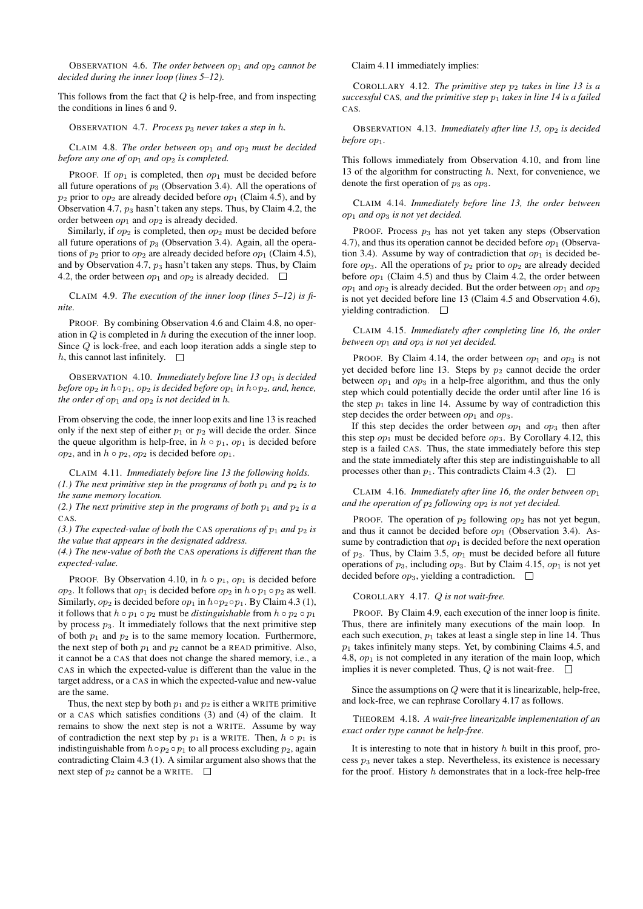OBSERVATION 4.6. *The order between $op_1$ and $op_2$ cannot be decided during the inner loop (lines 5–12).*

This follows from the fact that $Q$ is help-free, and from inspecting the conditions in lines 6 and 9.

OBSERVATION 4.7. *Process $p_3$ never takes a step in $h$.*

CLAIM 4.8. *The order between $op_1$ and $op_2$ must be decided before any one of $op_1$ and $op_2$ is completed.*

PROOF. If $op_1$ is completed, then $op_1$ must be decided before all future operations of $p_3$ (Observation 3.4). All the operations of $p_2$ prior to $op_2$ are already decided before $op_1$ (Claim 4.5), and by Observation 4.7, $p_3$ hasn't taken any steps. Thus, by Claim 4.2, the order between $op_1$ and $op_2$ is already decided.

Similarly, if $op_2$ is completed, then $op_2$ must be decided before all future operations of $p_3$ (Observation 3.4). Again, all the operations of $p_2$ prior to $op_2$ are already decided before $op_1$ (Claim 4.5), and by Observation 4.7, $p_3$ hasn't taken any steps. Thus, by Claim 4.2, the order between $op_1$ and $op_2$ is already decided. □

CLAIM 4.9. *The execution of the inner loop (lines 5–12) is finite.*

PROOF. By combining Observation 4.6 and Claim 4.8, no operation in $Q$ is completed in $h$ during the execution of the inner loop. Since $Q$ is lock-free, and each loop iteration adds a single step to $h$, this cannot last infinitely. □

OBSERVATION 4.10. *Immediately before line 13 $op_1$ is decided before $op_2$ in $h \circ p_1$, $op_2$ is decided before $op_1$ in $h \circ p_2$, and, hence, the order of $op_1$ and $op_2$ is not decided in $h$.*

From observing the code, the inner loop exits and line 13 is reached only if the next step of either $p_1$ or $p_2$ will decide the order. Since the queue algorithm is help-free, in $h \circ p_1$, $op_1$ is decided before $op_2$, and in $h \circ p_2$, $op_2$ is decided before $op_1$.

CLAIM 4.11. *Immediately before line 13 the following holds.*
*(1.) The next primitive step in the programs of both $p_1$ and $p_2$ is to the same memory location.*
*(2.) The next primitive step in the programs of both $p_1$ and $p_2$ is a* CAS.
*(3.) The expected-value of both the* CAS *operations of $p_1$ and $p_2$ is the value that appears in the designated address.*
*(4.) The new-value of both the* CAS *operations is different than the expected-value.*

PROOF. By Observation 4.10, in $h \circ p_1$, $op_1$ is decided before $op_2$. It follows that $op_1$ is decided before $op_2$ in $h \circ p_1 \circ p_2$ as well. Similarly, $op_2$ is decided before $op_1$ in $h \circ p_2 \circ p_1$. By Claim 4.3 (1), it follows that $h \circ p_1 \circ p_2$ must be *distinguishable* from $h \circ p_2 \circ p_1$ by process $p_3$. It immediately follows that the next primitive step of both $p_1$ and $p_2$ is to the same memory location. Furthermore, the next step of both $p_1$ and $p_2$ cannot be a READ primitive. Also, it cannot be a CAS that does not change the shared memory, i.e., a CAS in which the expected-value is different than the value in the target address, or a CAS in which the expected-value and new-value are the same.

Thus, the next step by both $p_1$ and $p_2$ is either a WRITE primitive or a CAS which satisfies conditions (3) and (4) of the claim. It remains to show the next step is not a WRITE. Assume by way of contradiction the next step by $p_1$ is a WRITE. Then, $h \circ p_1$ is indistinguishable from $h \circ p_2 \circ p_1$ to all process excluding $p_2$, again contradicting Claim 4.3 (1). A similar argument also shows that the next step of $p_2$ cannot be a WRITE. □

Claim 4.11 immediately implies:

COROLLARY 4.12. *The primitive step $p_2$ takes in line 13 is a successful* CAS*, and the primitive step $p_1$ takes in line 14 is a failed* CAS.

OBSERVATION 4.13. *Immediately after line 13, $op_2$ is decided before $op_1$.*

This follows immediately from Observation 4.10, and from line 13 of the algorithm for constructing $h$. Next, for convenience, we denote the first operation of $p_3$ as $op_3$.

CLAIM 4.14. *Immediately before line 13, the order between $op_1$ and $op_3$ is not yet decided.*

PROOF. Process $p_3$ has not yet taken any steps (Observation 4.7), and thus its operation cannot be decided before $op_1$ (Observation 3.4). Assume by way of contradiction that $op_1$ is decided before $op_3$. All the operations of $p_2$ prior to $op_2$ are already decided before $op_1$ (Claim 4.5) and thus by Claim 4.2, the order between $op_1$ and $op_2$ is already decided. But the order between $op_1$ and $op_2$ is not yet decided before line 13 (Claim 4.5 and Observation 4.6), yielding contradiction. □

CLAIM 4.15. *Immediately after completing line 16, the order between $op_1$ and $op_3$ is not yet decided.*

PROOF. By Claim 4.14, the order between $op_1$ and $op_3$ is not yet decided before line 13. Steps by $p_2$ cannot decide the order between $op_1$ and $op_3$ in a help-free algorithm, and thus the only step which could potentially decide the order until after line 16 is the step $p_1$ takes in line 14. Assume by way of contradiction this step decides the order between $op_1$ and $op_3$.

If this step decides the order between $op_1$ and $op_3$ then after this step $op_1$ must be decided before $op_3$. By Corollary 4.12, this step is a failed CAS. Thus, the state immediately before this step and the state immediately after this step are indistinguishable to all processes other than $p_1$. This contradicts Claim 4.3 (2). □

CLAIM 4.16. *Immediately after line 16, the order between $op_1$ and the operation of $p_2$ following $op_2$ is not yet decided.*

PROOF. The operation of $p_2$ following $op_2$ has not yet begun, and thus it cannot be decided before $op_1$ (Observation 3.4). Assume by contradiction that $op_1$ is decided before the next operation of $p_2$. Thus, by Claim 3.5, $op_1$ must be decided before all future operations of $p_3$, including $op_3$. But by Claim 4.15, $op_1$ is not yet decided before $op_3$, yielding a contradiction. □

COROLLARY 4.17. *$Q$ is not wait-free.*

PROOF. By Claim 4.9, each execution of the inner loop is finite. Thus, there are infinitely many executions of the main loop. In each such execution, $p_1$ takes at least a single step in line 14. Thus $p_1$ takes infinitely many steps. Yet, by combining Claims 4.5, and 4.8, $op_1$ is not completed in any iteration of the main loop, which implies it is never completed. Thus, $Q$ is not wait-free. □

Since the assumptions on $Q$ were that it is linearizable, help-free, and lock-free, we can rephrase Corollary 4.17 as follows.

THEOREM 4.18. *A wait-free linearizable implementation of an exact order type cannot be help-free.*

It is interesting to note that in history $h$ built in this proof, process $p_3$ never takes a step. Nevertheless, its existence is necessary for the proof. History $h$ demonstrates that in a lock-free help-free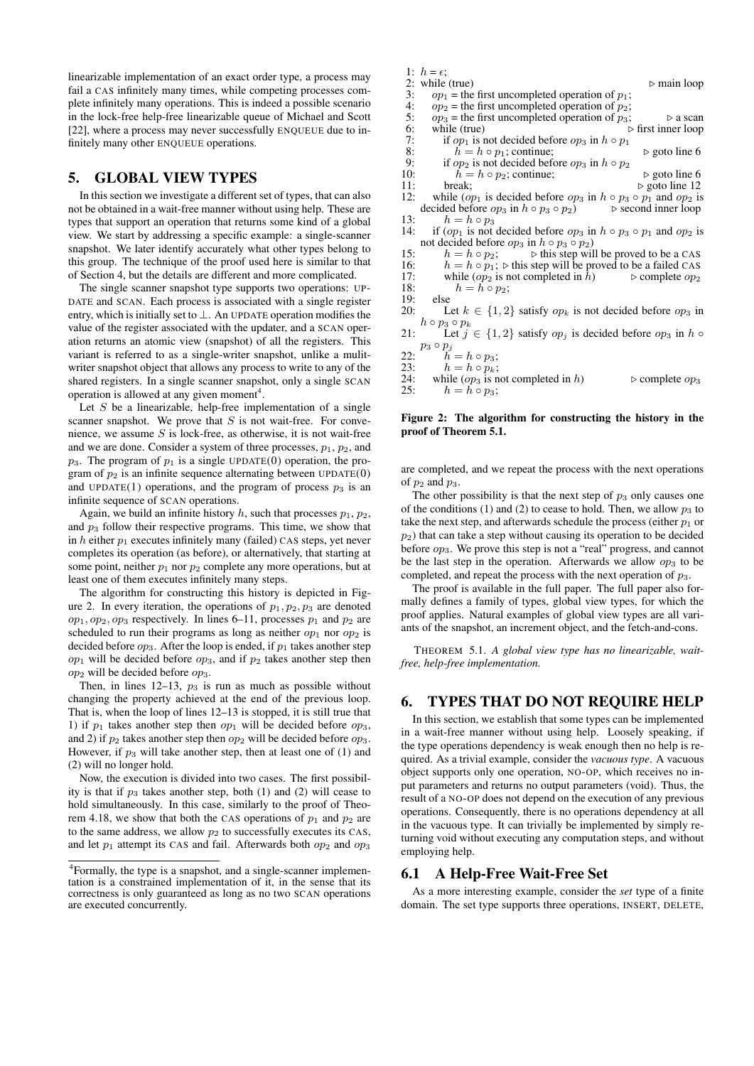linearizable implementation of an exact order type, a process may fail a CAS infinitely many times, while competing processes complete infinitely many operations. This is indeed a possible scenario in the lock-free help-free linearizable queue of Michael and Scott [22], where a process may never successfully ENQUEUE due to infinitely many other ENQUEUE operations.

## 5. GLOBAL VIEW TYPES

In this section we investigate a different set of types, that can also not be obtained in a wait-free manner without using help. These are types that support an operation that returns some kind of a global view. We start by addressing a specific example: a single-scanner snapshot. We later identify accurately what other types belong to this group. The technique of the proof used here is similar to that of Section 4, but the details are different and more complicated.

The single scanner snapshot type supports two operations: UPDATE and SCAN. Each process is associated with a single register entry, which is initially set to $\perp$. An UPDATE operation modifies the value of the register associated with the updater, and a SCAN operation returns an atomic view (snapshot) of all the registers. This variant is referred to as a single-writer snapshot, unlike a mulit-writer snapshot object that allows any process to write to any of the shared registers. In a single scanner snapshot, only a single SCAN operation is allowed at any given moment[4].

Let $S$ be a linearizable, help-free implementation of a single scanner snapshot. We prove that $S$ is not wait-free. For convenience, we assume $S$ is lock-free, as otherwise, it is not wait-free and we are done. Consider a system of three processes, $p_1$, $p_2$, and $p_3$. The program of $p_1$ is a single UPDATE(0) operation, the program of $p_2$ is an infinite sequence alternating between UPDATE(0) and UPDATE(1) operations, and the program of process $p_3$ is an infinite sequence of SCAN operations.

Again, we build an infinite history $h$, such that processes $p_1$, $p_2$, and $p_3$ follow their respective programs. This time, we show that in $h$ either $p_1$ executes infinitely many (failed) CAS steps, yet never completes its operation (as before), or alternatively, that starting at some point, neither $p_1$ nor $p_2$ complete any more operations, but at least one of them executes infinitely many steps.

The algorithm for constructing this history is depicted in Figure 2. In every iteration, the operations of $p_1, p_2, p_3$ are denoted $op_1, op_2, op_3$ respectively. In lines 6–11, processes $p_1$ and $p_2$ are scheduled to run their programs as long as neither $op_1$ nor $op_2$ is decided before $op_3$. After the loop is ended, if $p_1$ takes another step $op_1$ will be decided before $op_3$, and if $p_2$ takes another step then $op_2$ will be decided before $op_3$.

Then, in lines 12–13, $p_3$ is run as much as possible without changing the property achieved at the end of the previous loop. That is, when the loop of lines 12–13 is stopped, it is still true that 1) if $p_1$ takes another step then $op_1$ will be decided before $op_3$, and 2) if $p_2$ takes another step then $op_2$ will be decided before $op_3$. However, if $p_3$ will take another step, then at least one of (1) and (2) will no longer hold.

Now, the execution is divided into two cases. The first possibility is that if $p_3$ takes another step, both (1) and (2) will cease to hold simultaneously. In this case, similarly to the proof of Theorem 4.18, we show that both the CAS operations of $p_1$ and $p_2$ are to the same address, we allow $p_2$ to successfully executes its CAS, and let $p_1$ attempt its CAS and fail. Afterwards both $op_2$ and $op_3$ are completed, and we repeat the process with the next operations of $p_2$ and $p_3$.

The other possibility is that the next step of $p_3$ only causes one of the conditions (1) and (2) to cease to hold. Then, we allow $p_3$ to take the next step, and afterwards schedule the process (either $p_1$ or $p_2$) that can take a step without causing its operation to be decided before $op_3$. We prove this step is not a "real" progress, and cannot be the last step in the operation. Afterwards we allow $op_3$ to be completed, and repeat the process with the next operation of $p_3$.

The proof is available in the full paper. The full paper also formally defines a family of types, global view types, for which the proof applies. Natural examples of global view types are all variants of the snapshot, an increment object, and the fetch-and-cons.

[4] Formally, the type is a snapshot, and a single-scanner implementation is a constrained implementation of it, in the sense that its correctness is only guaranteed as long as no two SCAN operations are executed concurrently.

```
1:  h = ε;
2:  while (true)                                              ▷ main loop
3:    op1 = the first uncompleted operation of p1;
4:    op2 = the first uncompleted operation of p2;
5:    op3 = the first uncompleted operation of p3;           ▷ a scan
6:    while (true)                                    ▷ first inner loop
7:      if op1 is not decided before op3 in h ∘ p1
8:        h = h ∘ p1; continue;                          ▷ goto line 6
9:      if op2 is not decided before op3 in h ∘ p2
10:       h = h ∘ p2; continue;                          ▷ goto line 6
11:     break;                                          ▷ goto line 12
12:   while (op1 is decided before op3 in h ∘ p3 ∘ p1 and op2 is
      decided before op3 in h ∘ p3 ∘ p2)          ▷ second inner loop
13:     h = h ∘ p3
14:   if (op1 is not decided before op3 in h ∘ p3 ∘ p1 and op2 is
      not decided before op3 in h ∘ p3 ∘ p2)
15:     h = h ∘ p2;            ▷ this step will be proved to be a CAS
16:     h = h ∘ p1;  ▷ this step will be proved to be a failed CAS
17:     while (op2 is not completed in h)              ▷ complete op2
18:       h = h ∘ p2;
19:   else
20:     Let k ∈ {1, 2} satisfy opk is not decided before op3 in
        h ∘ p3 ∘ pk
21:     Let j ∈ {1, 2} satisfy opj is decided before op3 in h ∘
        p3 ∘ pj
22:     h = h ∘ p3;
23:     h = h ∘ pk;
24:   while (op3 is not completed in h)                ▷ complete op3
25:     h = h ∘ p3;
```

**Figure 2: The algorithm for constructing the history in the proof of Theorem 5.1.**

THEOREM 5.1. *A global view type has no linearizable, wait-free, help-free implementation.*

## 6. TYPES THAT DO NOT REQUIRE HELP

In this section, we establish that some types can be implemented in a wait-free manner without using help. Loosely speaking, if the type operations dependency is weak enough then no help is required. As a trivial example, consider the *vacuous type*. A vacuous object supports only one operation, NO-OP, which receives no input parameters and returns no output parameters (void). Thus, the result of a NO-OP does not depend on the execution of any previous operations. Consequently, there is no operations dependency at all in the vacuous type. It can trivially be implemented by simply returning void without executing any computation steps, and without employing help.

### 6.1 A Help-Free Wait-Free Set

As a more interesting example, consider the *set* type of a finite domain. The set type supports three operations, INSERT, DELETE,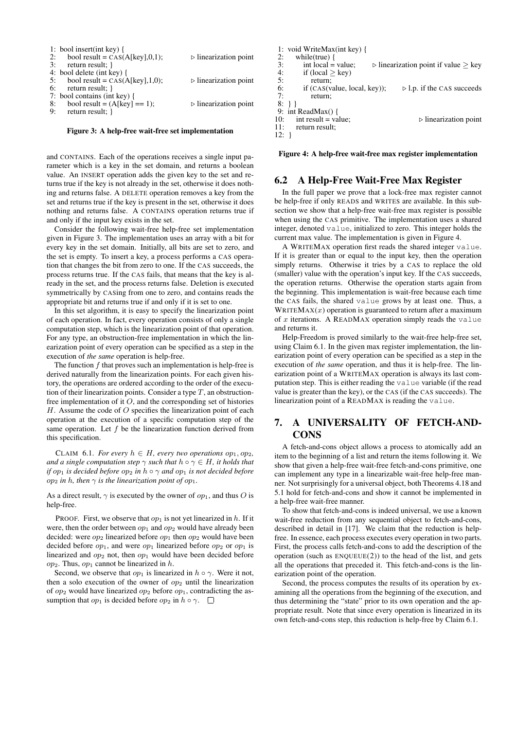```
1: bool insert(int key) {
2:     bool result = CAS(A[key],0,1);      ▷ linearization point
3:     return result; }
4: bool delete (int key) {
5:     bool result = CAS(A[key],1,0);      ▷ linearization point
6:     return result; }
7: bool contains (int key) {
8:     bool result = (A[key] == 1);        ▷ linearization point
9:     return result; }
```

**Figure 3: A help-free wait-free set implementation**

and CONTAINS. Each of the operations receives a single input parameter which is a key in the set domain, and returns a boolean value. An INSERT operation adds the given key to the set and returns true if the key is not already in the set, otherwise it does nothing and returns false. A DELETE operation removes a key from the set and returns true if the key is present in the set, otherwise it does nothing and returns false. A CONTAINS operation returns true if and only if the input key exists in the set.

Consider the following wait-free help-free set implementation given in Figure 3. The implementation uses an array with a bit for every key in the set domain. Initially, all bits are set to zero, and the set is empty. To insert a key, a process performs a CAS operation that changes the bit from zero to one. If the CAS succeeds, the process returns true. If the CAS fails, that means that the key is already in the set, and the process returns false. Deletion is executed symmetrically by CASing from one to zero, and contains reads the appropriate bit and returns true if and only if it is set to one.

In this set algorithm, it is easy to specify the linearization point of each operation. In fact, every operation consists of only a single computation step, which is the linearization point of that operation. For any type, an obstruction-free implementation in which the linearization point of every operation can be specified as a step in the execution of *the same* operation is help-free.

The function $f$ that proves such an implementation is help-free is derived naturally from the linearization points. For each given history, the operations are ordered according to the order of the execution of their linearization points. Consider a type $T$, an obstruction-free implementation of it $O$, and the corresponding set of histories $H$. Assume the code of $O$ specifies the linearization point of each operation at the execution of a specific computation step of the same operation. Let $f$ be the linearization function derived from this specification.

CLAIM 6.1. *For every $h \in H$, every two operations $op_1, op_2$, and a single computation step $\gamma$ such that $h \circ \gamma \in H$, it holds that if $op_1$ is decided before $op_2$ in $h \circ \gamma$ and $op_1$ is not decided before $op_2$ in $h$, then $\gamma$ is the linearization point of $op_1$.*

As a direct result, $\gamma$ is executed by the owner of $op_1$, and thus $O$ is help-free.

PROOF. First, we observe that $op_1$ is not yet linearized in $h$. If it were, then the order between $op_1$ and $op_2$ would have already been decided: were $op_2$ linearized before $op_1$ then $op_2$ would have been decided before $op_1$, and were $op_1$ linearized before $op_2$ or $op_1$ is linearized and $op_2$ not, then $op_1$ would have been decided before $op_2$. Thus, $op_1$ cannot be linearized in $h$.

Second, we observe that $op_1$ is linearized in $h \circ \gamma$. Were it not, then a solo execution of the owner of $op_2$ until the linearization of $op_2$ would have linearized $op_2$ before $op_1$, contradicting the assumption that $op_1$ is decided before $op_2$ in $h \circ \gamma$. □

```
1: void WriteMax(int key) {
2:     while(true) {
3:         int local = value;       ▷ linearization point if value ≥ key
4:         if (local ≥ key)
5:             return;
6:         if (CAS(value, local, key));     ▷ l.p. if the CAS succeeds
7:             return;
8: } }
9: int ReadMax() {
10:    int result = value;                  ▷ linearization point
11:    return result;
12: }
```

**Figure 4: A help-free wait-free max register implementation**

## 6.2 A Help-Free Wait-Free Max Register

In the full paper we prove that a lock-free max register cannot be help-free if only READS and WRITES are available. In this subsection we show that a help-free wait-free max register is possible when using the CAS primitive. The implementation uses a shared integer, denoted `value`, initialized to zero. This integer holds the current max value. The implementation is given in Figure 4.

A WRITEMAX operation first reads the shared integer `value`. If it is greater than or equal to the input key, then the operation simply returns. Otherwise it tries by a CAS to replace the old (smaller) value with the operation's input key. If the CAS succeeds, the operation returns. Otherwise the operation starts again from the beginning. This implementation is wait-free because each time the CAS fails, the shared `value` grows by at least one. Thus, a WRITEMAX($x$) operation is guaranteed to return after a maximum of $x$ iterations. A READMAX operation simply reads the `value` and returns it.

Help-Freedom is proved similarly to the wait-free help-free set, using Claim 6.1. In the given max register implementation, the linearization point of every operation can be specified as a step in the execution of *the same* operation, and thus it is help-free. The linearization point of a WRITEMAX operation is always its last computation step. This is either reading the `value` variable (if the read value is greater than the key), or the CAS (if the CAS succeeds). The linearization point of a READMAX is reading the `value`.

# 7. A UNIVERSALITY OF FETCH-AND-CONS

A fetch-and-cons object allows a process to atomically add an item to the beginning of a list and return the items following it. We show that given a help-free wait-free fetch-and-cons primitive, one can implement any type in a linearizable wait-free help-free manner. Not surprisingly for a universal object, both Theorems 4.18 and 5.1 hold for fetch-and-cons and show it cannot be implemented in a help-free wait-free manner.

To show that fetch-and-cons is indeed universal, we use a known wait-free reduction from any sequential object to fetch-and-cons, described in detail in [17]. We claim that the reduction is help-free. In essence, each process executes every operation in two parts. First, the process calls fetch-and-cons to add the description of the operation (such as ENQUEUE(2)) to the head of the list, and gets all the operations that preceded it. This fetch-and-cons is the linearization point of the operation.

Second, the process computes the results of its operation by examining all the operations from the beginning of the execution, and thus determining the "state" prior to its own operation and the appropriate result. Note that since every operation is linearized in its own fetch-and-cons step, this reduction is help-free by Claim 6.1.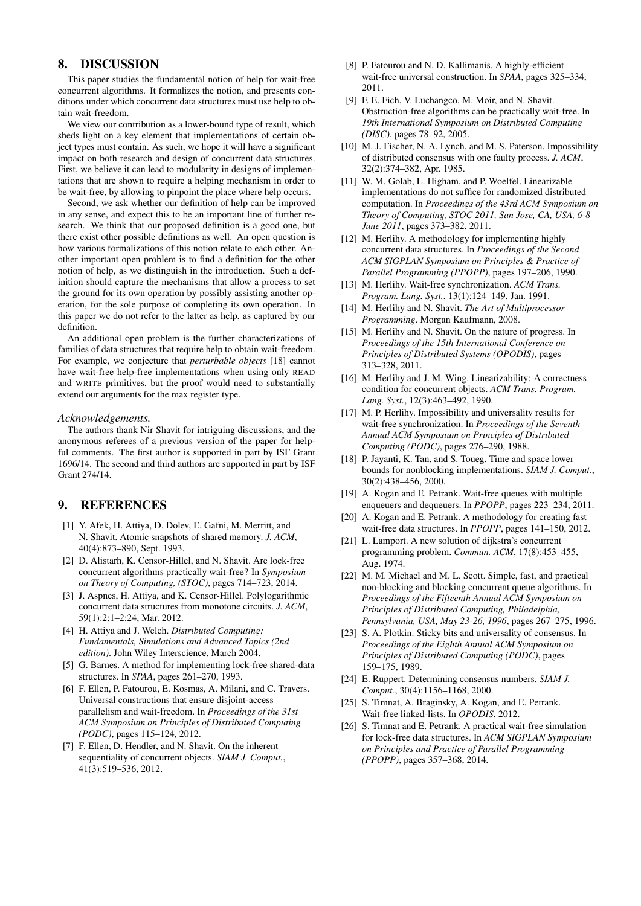## 8. DISCUSSION

This paper studies the fundamental notion of help for wait-free concurrent algorithms. It formalizes the notion, and presents conditions under which concurrent data structures must use help to obtain wait-freedom.

We view our contribution as a lower-bound type of result, which sheds light on a key element that implementations of certain object types must contain. As such, we hope it will have a significant impact on both research and design of concurrent data structures. First, we believe it can lead to modularity in designs of implementations that are shown to require a helping mechanism in order to be wait-free, by allowing to pinpoint the place where help occurs.

Second, we ask whether our definition of help can be improved in any sense, and expect this to be an important line of further research. We think that our proposed definition is a good one, but there exist other possible definitions as well. An open question is how various formalizations of this notion relate to each other. Another important open problem is to find a definition for the other notion of help, as we distinguish in the introduction. Such a definition should capture the mechanisms that allow a process to set the ground for its own operation by possibly assisting another operation, for the sole purpose of completing its own operation. In this paper we do not refer to the latter as help, as captured by our definition.

An additional open problem is the further characterizations of families of data structures that require help to obtain wait-freedom. For example, we conjecture that *perturbable objects* [18] cannot have wait-free help-free implementations when using only READ and WRITE primitives, but the proof would need to substantially extend our arguments for the max register type.

*Acknowledgements.*

The authors thank Nir Shavit for intriguing discussions, and the anonymous referees of a previous version of the paper for helpful comments. The first author is supported in part by ISF Grant 1696/14. The second and third authors are supported in part by ISF Grant 274/14.

## 9. REFERENCES

[1] Y. Afek, H. Attiya, D. Dolev, E. Gafni, M. Merritt, and N. Shavit. Atomic snapshots of shared memory. *J. ACM*, 40(4):873–890, Sept. 1993.

[2] D. Alistarh, K. Censor-Hillel, and N. Shavit. Are lock-free concurrent algorithms practically wait-free? In *Symposium on Theory of Computing, (STOC)*, pages 714–723, 2014.

[3] J. Aspnes, H. Attiya, and K. Censor-Hillel. Polylogarithmic concurrent data structures from monotone circuits. *J. ACM*, 59(1):2:1–2:24, Mar. 2012.

[4] H. Attiya and J. Welch. *Distributed Computing: Fundamentals, Simulations and Advanced Topics (2nd edition)*. John Wiley Interscience, March 2004.

[5] G. Barnes. A method for implementing lock-free shared-data structures. In *SPAA*, pages 261–270, 1993.

[6] F. Ellen, P. Fatourou, E. Kosmas, A. Milani, and C. Travers. Universal constructions that ensure disjoint-access parallelism and wait-freedom. In *Proceedings of the 31st ACM Symposium on Principles of Distributed Computing (PODC)*, pages 115–124, 2012.

[7] F. Ellen, D. Hendler, and N. Shavit. On the inherent sequentiality of concurrent objects. *SIAM J. Comput.*, 41(3):519–536, 2012.

[8] P. Fatourou and N. D. Kallimanis. A highly-efficient wait-free universal construction. In *SPAA*, pages 325–334, 2011.

[9] F. E. Fich, V. Luchangco, M. Moir, and N. Shavit. Obstruction-free algorithms can be practically wait-free. In *19th International Symposium on Distributed Computing (DISC)*, pages 78–92, 2005.

[10] M. J. Fischer, N. A. Lynch, and M. S. Paterson. Impossibility of distributed consensus with one faulty process. *J. ACM*, 32(2):374–382, Apr. 1985.

[11] W. M. Golab, L. Higham, and P. Woelfel. Linearizable implementations do not suffice for randomized distributed computation. In *Proceedings of the 43rd ACM Symposium on Theory of Computing, STOC 2011, San Jose, CA, USA, 6-8 June 2011*, pages 373–382, 2011.

[12] M. Herlihy. A methodology for implementing highly concurrent data structures. In *Proceedings of the Second ACM SIGPLAN Symposium on Principles & Practice of Parallel Programming (PPOPP)*, pages 197–206, 1990.

[13] M. Herlihy. Wait-free synchronization. *ACM Trans. Program. Lang. Syst.*, 13(1):124–149, Jan. 1991.

[14] M. Herlihy and N. Shavit. *The Art of Multiprocessor Programming*. Morgan Kaufmann, 2008.

[15] M. Herlihy and N. Shavit. On the nature of progress. In *Proceedings of the 15th International Conference on Principles of Distributed Systems (OPODIS)*, pages 313–328, 2011.

[16] M. Herlihy and J. M. Wing. Linearizability: A correctness condition for concurrent objects. *ACM Trans. Program. Lang. Syst.*, 12(3):463–492, 1990.

[17] M. P. Herlihy. Impossibility and universality results for wait-free synchronization. In *Proceedings of the Seventh Annual ACM Symposium on Principles of Distributed Computing (PODC)*, pages 276–290, 1988.

[18] P. Jayanti, K. Tan, and S. Toueg. Time and space lower bounds for nonblocking implementations. *SIAM J. Comput.*, 30(2):438–456, 2000.

[19] A. Kogan and E. Petrank. Wait-free queues with multiple enqueuers and dequeuers. In *PPOPP*, pages 223–234, 2011.

[20] A. Kogan and E. Petrank. A methodology for creating fast wait-free data structures. In *PPOPP*, pages 141–150, 2012.

[21] L. Lamport. A new solution of dijkstra's concurrent programming problem. *Commun. ACM*, 17(8):453–455, Aug. 1974.

[22] M. M. Michael and M. L. Scott. Simple, fast, and practical non-blocking and blocking concurrent queue algorithms. In *Proceedings of the Fifteenth Annual ACM Symposium on Principles of Distributed Computing, Philadelphia, Pennsylvania, USA, May 23-26, 1996*, pages 267–275, 1996.

[23] S. A. Plotkin. Sticky bits and universality of consensus. In *Proceedings of the Eighth Annual ACM Symposium on Principles of Distributed Computing (PODC)*, pages 159–175, 1989.

[24] E. Ruppert. Determining consensus numbers. *SIAM J. Comput.*, 30(4):1156–1168, 2000.

[25] S. Timnat, A. Braginsky, A. Kogan, and E. Petrank. Wait-free linked-lists. In *OPODIS*, 2012.

[26] S. Timnat and E. Petrank. A practical wait-free simulation for lock-free data structures. In *ACM SIGPLAN Symposium on Principles and Practice of Parallel Programming (PPOPP)*, pages 357–368, 2014.